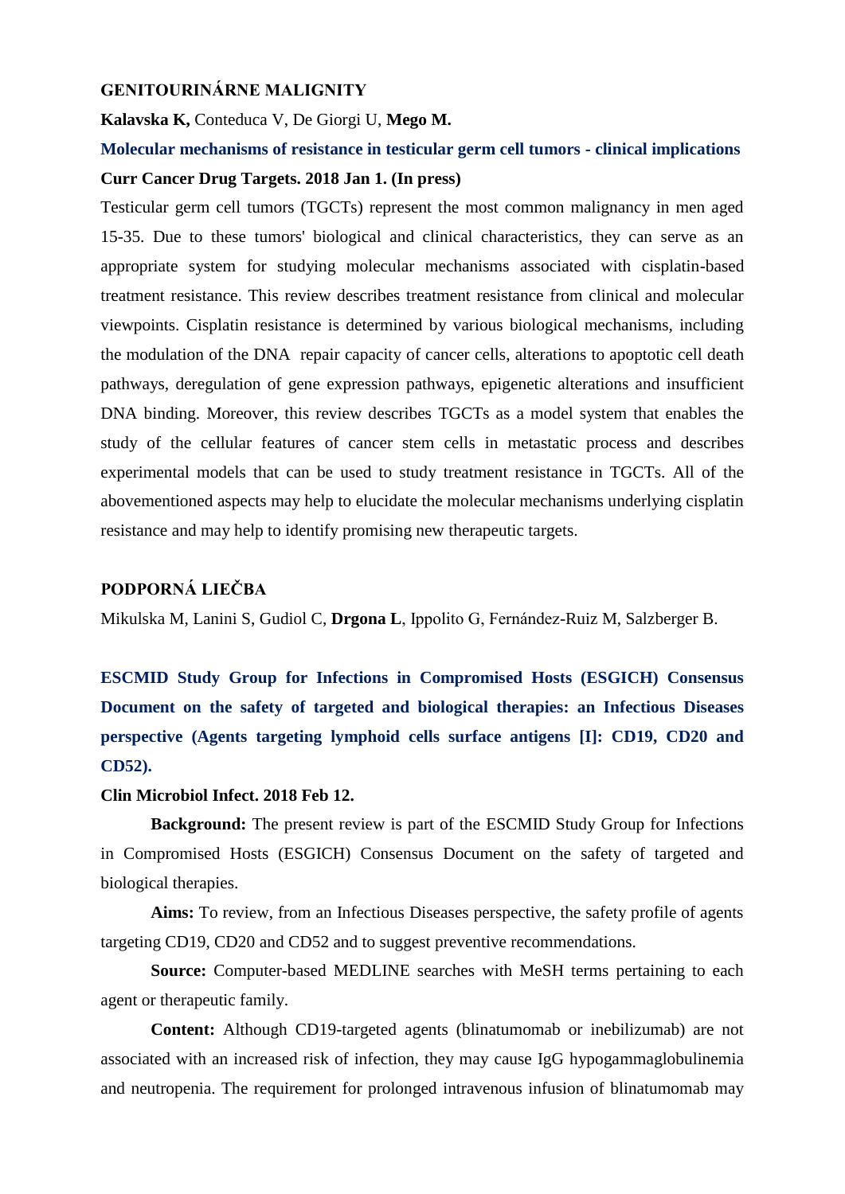## GENITOURINÁRNE MALIGNITY

**Kalavska K,** Conteduca V, De Giorgi U, **Mego M.**

**Molecular mechanisms of resistance in testicular germ cell tumors - clinical implications**

**Curr Cancer Drug Targets. 2018 Jan 1. (In press)**

Testicular germ cell tumors (TGCTs) represent the most common malignancy in men aged 15-35. Due to these tumors' biological and clinical characteristics, they can serve as an appropriate system for studying molecular mechanisms associated with cisplatin-based treatment resistance. This review describes treatment resistance from clinical and molecular viewpoints. Cisplatin resistance is determined by various biological mechanisms, including the modulation of the DNA repair capacity of cancer cells, alterations to apoptotic cell death pathways, deregulation of gene expression pathways, epigenetic alterations and insufficient DNA binding. Moreover, this review describes TGCTs as a model system that enables the study of the cellular features of cancer stem cells in metastatic process and describes experimental models that can be used to study treatment resistance in TGCTs. All of the abovementioned aspects may help to elucidate the molecular mechanisms underlying cisplatin resistance and may help to identify promising new therapeutic targets.

## PODPORNÁ LIEČBA

Mikulska M, Lanini S, Gudiol C, **Drgona L**, Ippolito G, Fernández-Ruiz M, Salzberger B.

**ESCMID Study Group for Infections in Compromised Hosts (ESGICH) Consensus Document on the safety of targeted and biological therapies: an Infectious Diseases perspective (Agents targeting lymphoid cells surface antigens [I]: CD19, CD20 and CD52).**

**Clin Microbiol Infect. 2018 Feb 12.**

**Background:** The present review is part of the ESCMID Study Group for Infections in Compromised Hosts (ESGICH) Consensus Document on the safety of targeted and biological therapies.

**Aims:** To review, from an Infectious Diseases perspective, the safety profile of agents targeting CD19, CD20 and CD52 and to suggest preventive recommendations.

**Source:** Computer-based MEDLINE searches with MeSH terms pertaining to each agent or therapeutic family.

**Content:** Although CD19-targeted agents (blinatumomab or inebilizumab) are not associated with an increased risk of infection, they may cause IgG hypogammaglobulinemia and neutropenia. The requirement for prolonged intravenous infusion of blinatumomab may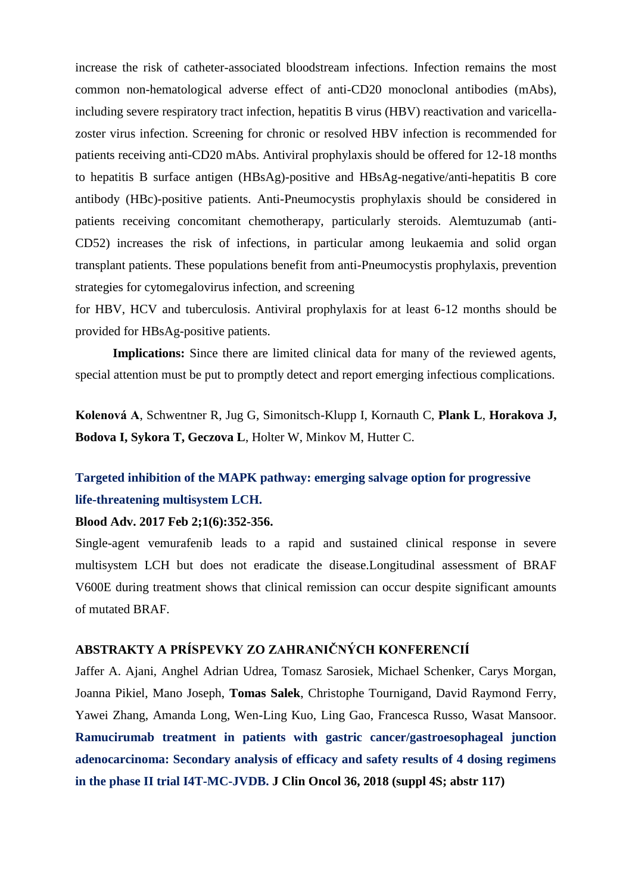increase the risk of catheter-associated bloodstream infections. Infection remains the most common non-hematological adverse effect of anti-CD20 monoclonal antibodies (mAbs), including severe respiratory tract infection, hepatitis B virus (HBV) reactivation and varicella-zoster virus infection. Screening for chronic or resolved HBV infection is recommended for patients receiving anti-CD20 mAbs. Antiviral prophylaxis should be offered for 12-18 months to hepatitis B surface antigen (HBsAg)-positive and HBsAg-negative/anti-hepatitis B core antibody (HBc)-positive patients. Anti-Pneumocystis prophylaxis should be considered in patients receiving concomitant chemotherapy, particularly steroids. Alemtuzumab (anti-CD52) increases the risk of infections, in particular among leukaemia and solid organ transplant patients. These populations benefit from anti-Pneumocystis prophylaxis, prevention strategies for cytomegalovirus infection, and screening
for HBV, HCV and tuberculosis. Antiviral prophylaxis for at least 6-12 months should be provided for HBsAg-positive patients.

**Implications:** Since there are limited clinical data for many of the reviewed agents, special attention must be put to promptly detect and report emerging infectious complications.

**Kolenová A**, Schwentner R, Jug G, Simonitsch-Klupp I, Kornauth C, **Plank L**, **Horakova J, Bodova I, Sykora T, Geczova L**, Holter W, Minkov M, Hutter C.

**Targeted inhibition of the MAPK pathway: emerging salvage option for progressive life-threatening multisystem LCH.**

**Blood Adv. 2017 Feb 2;1(6):352-356.**

Single-agent vemurafenib leads to a rapid and sustained clinical response in severe multisystem LCH but does not eradicate the disease.Longitudinal assessment of BRAF V600E during treatment shows that clinical remission can occur despite significant amounts of mutated BRAF.

## ABSTRAKTY A PRÍSPEVKY ZO ZAHRANIČNÝCH KONFERENCIÍ

Jaffer A. Ajani, Anghel Adrian Udrea, Tomasz Sarosiek, Michael Schenker, Carys Morgan, Joanna Pikiel, Mano Joseph, **Tomas Salek**, Christophe Tournigand, David Raymond Ferry, Yawei Zhang, Amanda Long, Wen-Ling Kuo, Ling Gao, Francesca Russo, Wasat Mansoor. **Ramucirumab treatment in patients with gastric cancer/gastroesophageal junction adenocarcinoma: Secondary analysis of efficacy and safety results of 4 dosing regimens in the phase II trial I4T-MC-JVDB. J Clin Oncol 36, 2018 (suppl 4S; abstr 117)**